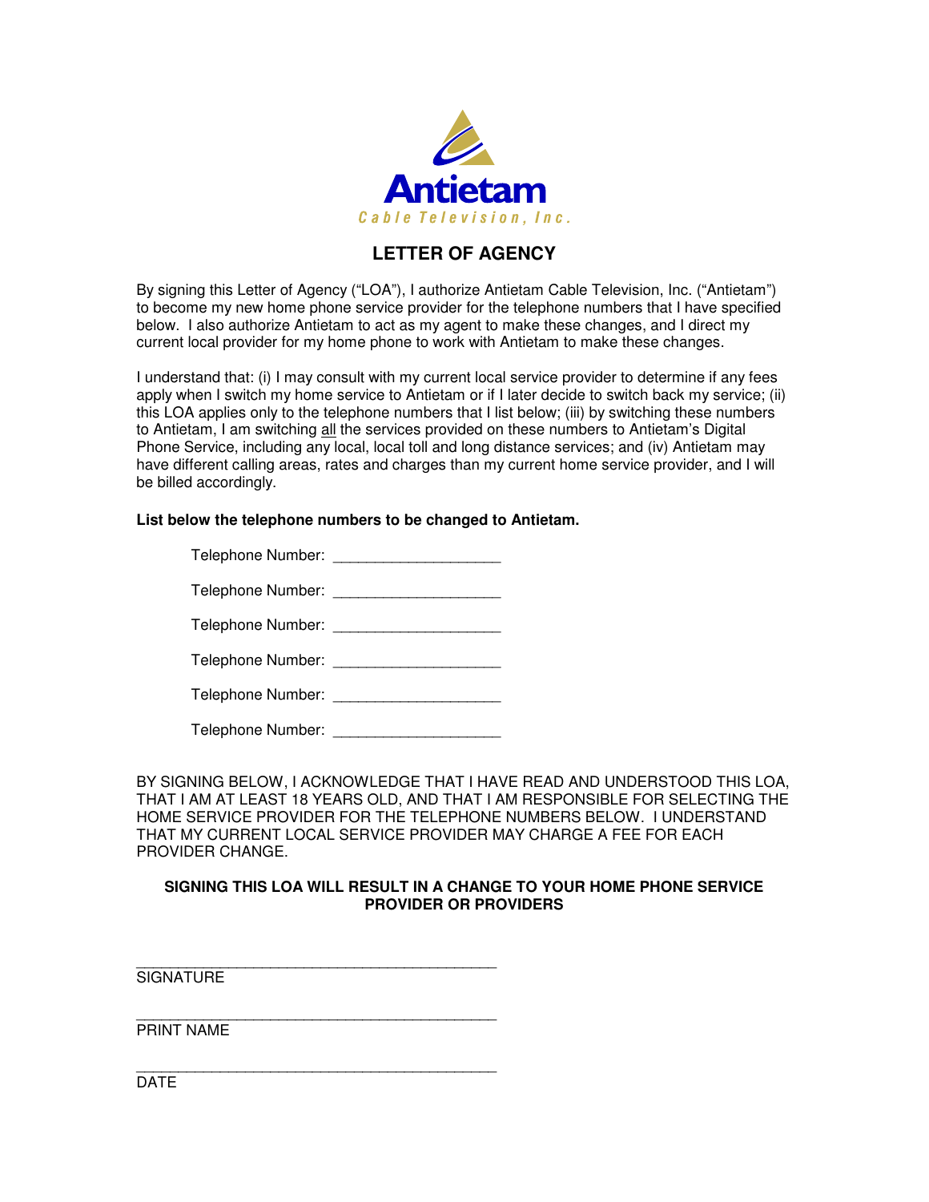**Antietam**

*Cable Television, Inc.*

# LETTER OF AGENCY

By signing this Letter of Agency ("LOA"), I authorize Antietam Cable Television, Inc. ("Antietam") to become my new home phone service provider for the telephone numbers that I have specified below. I also authorize Antietam to act as my agent to make these changes, and I direct my current local provider for my home phone to work with Antietam to make these changes.

I understand that: (i) I may consult with my current local service provider to determine if any fees apply when I switch my home service to Antietam or if I later decide to switch back my service; (ii) this LOA applies only to the telephone numbers that I list below; (iii) by switching these numbers to Antietam, I am switching <u>all</u> the services provided on these numbers to Antietam's Digital Phone Service, including any local, local toll and long distance services; and (iv) Antietam may have different calling areas, rates and charges than my current home service provider, and I will be billed accordingly.

**List below the telephone numbers to be changed to Antietam.**

Telephone Number: ____________________

Telephone Number: ____________________

Telephone Number: ____________________

Telephone Number: ____________________

Telephone Number: ____________________

Telephone Number: ____________________

BY SIGNING BELOW, I ACKNOWLEDGE THAT I HAVE READ AND UNDERSTOOD THIS LOA, THAT I AM AT LEAST 18 YEARS OLD, AND THAT I AM RESPONSIBLE FOR SELECTING THE HOME SERVICE PROVIDER FOR THE TELEPHONE NUMBERS BELOW. I UNDERSTAND THAT MY CURRENT LOCAL SERVICE PROVIDER MAY CHARGE A FEE FOR EACH PROVIDER CHANGE.

**SIGNING THIS LOA WILL RESULT IN A CHANGE TO YOUR HOME PHONE SERVICE PROVIDER OR PROVIDERS**

____________________________________________
SIGNATURE

____________________________________________
PRINT NAME

____________________________________________
DATE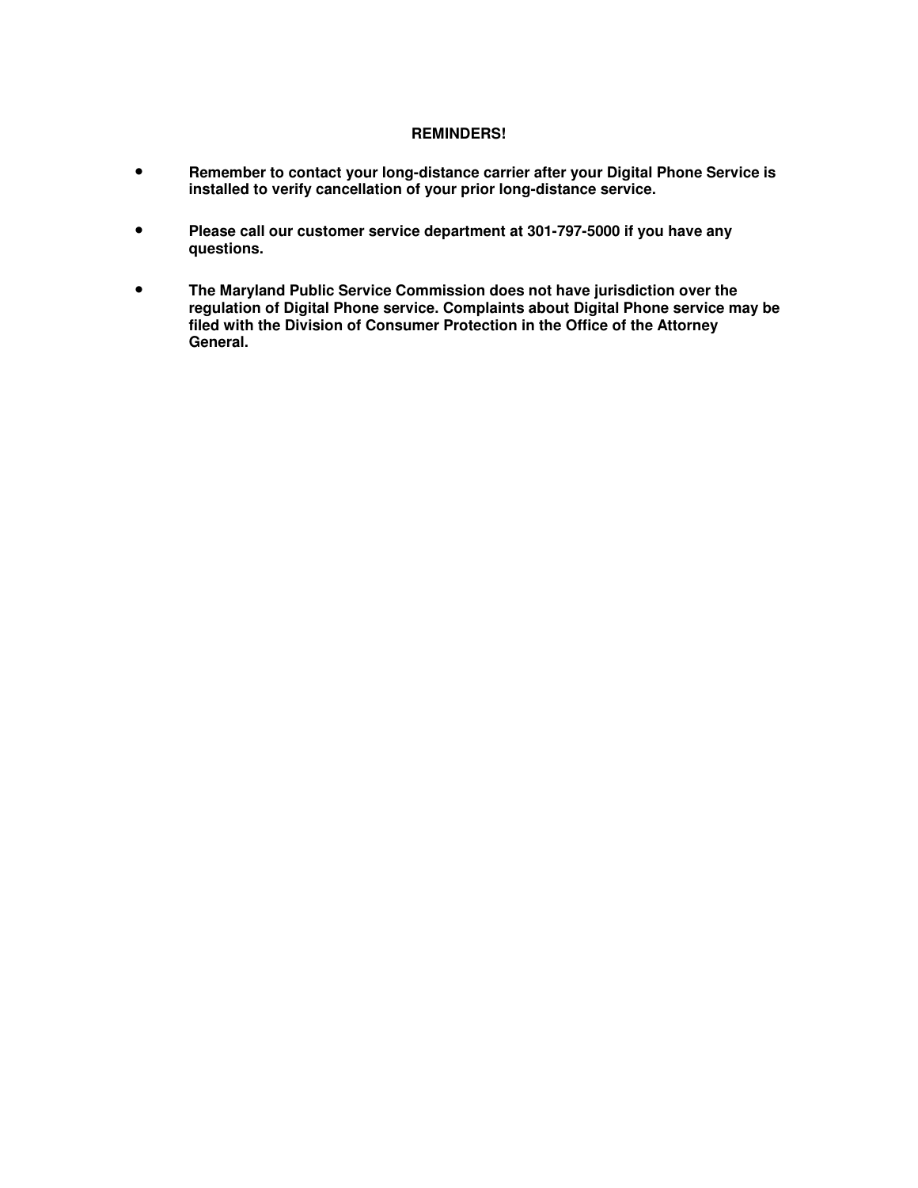**REMINDERS!**

- **Remember to contact your long-distance carrier after your Digital Phone Service is installed to verify cancellation of your prior long-distance service.**

- **Please call our customer service department at 301-797-5000 if you have any questions.**

- **The Maryland Public Service Commission does not have jurisdiction over the regulation of Digital Phone service. Complaints about Digital Phone service may be filed with the Division of Consumer Protection in the Office of the Attorney General.**